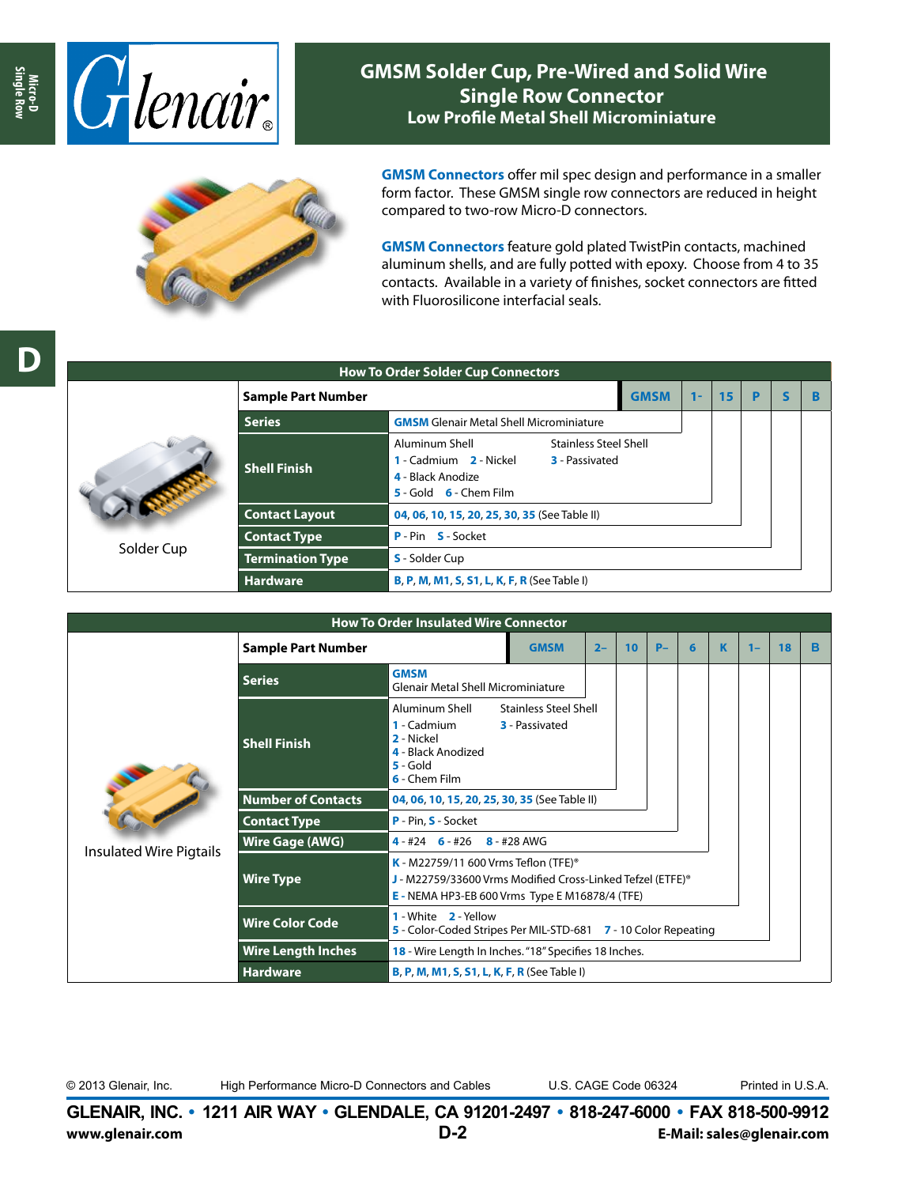# GMSM Solder Cup, Pre-Wired and Solid Wire Single Row Connector

## Low Profile Metal Shell Microminiature

**GMSM Connectors** offer mil spec design and performance in a smaller form factor. These GMSM single row connectors are reduced in height compared to two-row Micro-D connectors.

**GMSM Connectors** feature gold plated TwistPin contacts, machined aluminum shells, and are fully potted with epoxy. Choose from 4 to 35 contacts. Available in a variety of finishes, socket connectors are fitted with Fluorosilicone interfacial seals.

### How To Order Solder Cup Connectors

Solder Cup

| Sample Part Number | GMSM | 1- | 15 | P | S | B |
|---|---|---|---|---|---|---|
| Series | **GMSM** Glenair Metal Shell Microminiature | | | | | |
| Shell Finish | Aluminum Shell: **1** - Cadmium, **2** - Nickel, **4** - Black Anodize, **5** - Gold, **6** - Chem Film; Stainless Steel Shell: **3** - Passivated | | | | | |
| Contact Layout | **04**, **06**, **10**, **15**, **20**, **25**, **30**, **35** (See Table II) | | | | | |
| Contact Type | **P** - Pin **S** - Socket | | | | | |
| Termination Type | **S** - Solder Cup | | | | | |
| Hardware | **B**, **P**, **M**, **M1**, **S**, **S1**, **L**, **K**, **F**, **R** (See Table I) | | | | | |

### How To Order Insulated Wire Connector

Insulated Wire Pigtails

| Sample Part Number | GMSM | 2– | 10 | P– | 6 | K | 1– | 18 | B |
|---|---|---|---|---|---|---|---|---|---|
| Series | **GMSM** Glenair Metal Shell Microminiature | | | | | | | | |
| Shell Finish | Aluminum Shell: **1** - Cadmium, **2** - Nickel, **4** - Black Anodized, **5** - Gold, **6** - Chem Film; Stainless Steel Shell: **3** - Passivated | | | | | | | | |
| Number of Contacts | **04**, **06**, **10**, **15**, **20**, **25**, **30**, **35** (See Table II) | | | | | | | | |
| Contact Type | **P** - Pin, **S** - Socket | | | | | | | | |
| Wire Gage (AWG) | **4** - #24 **6** - #26 **8** - #28 AWG | | | | | | | | |
| Wire Type | **K** - M22759/11 600 Vrms Teflon (TFE)®; **J** - M22759/33600 Vrms Modified Cross-Linked Tefzel (ETFE)®; **E** - NEMA HP3-EB 600 Vrms Type E M16878/4 (TFE) | | | | | | | | |
| Wire Color Code | **1** - White **2** - Yellow; **5** - Color-Coded Stripes Per MIL-STD-681 **7** - 10 Color Repeating | | | | | | | | |
| Wire Length Inches | **18** - Wire Length In Inches. "18" Specifies 18 Inches. | | | | | | | | |
| Hardware | **B**, **P**, **M**, **M1**, **S**, **S1**, **L**, **K**, **F**, **R** (See Table I) | | | | | | | | |

© 2013 Glenair, Inc. High Performance Micro-D Connectors and Cables U.S. CAGE Code 06324 Printed in U.S.A.

**GLENAIR, INC. • 1211 AIR WAY • GLENDALE, CA 91201-2497 • 818-247-6000 • FAX 818-500-9912**

**www.glenair.com** **E-Mail: sales@glenair.com**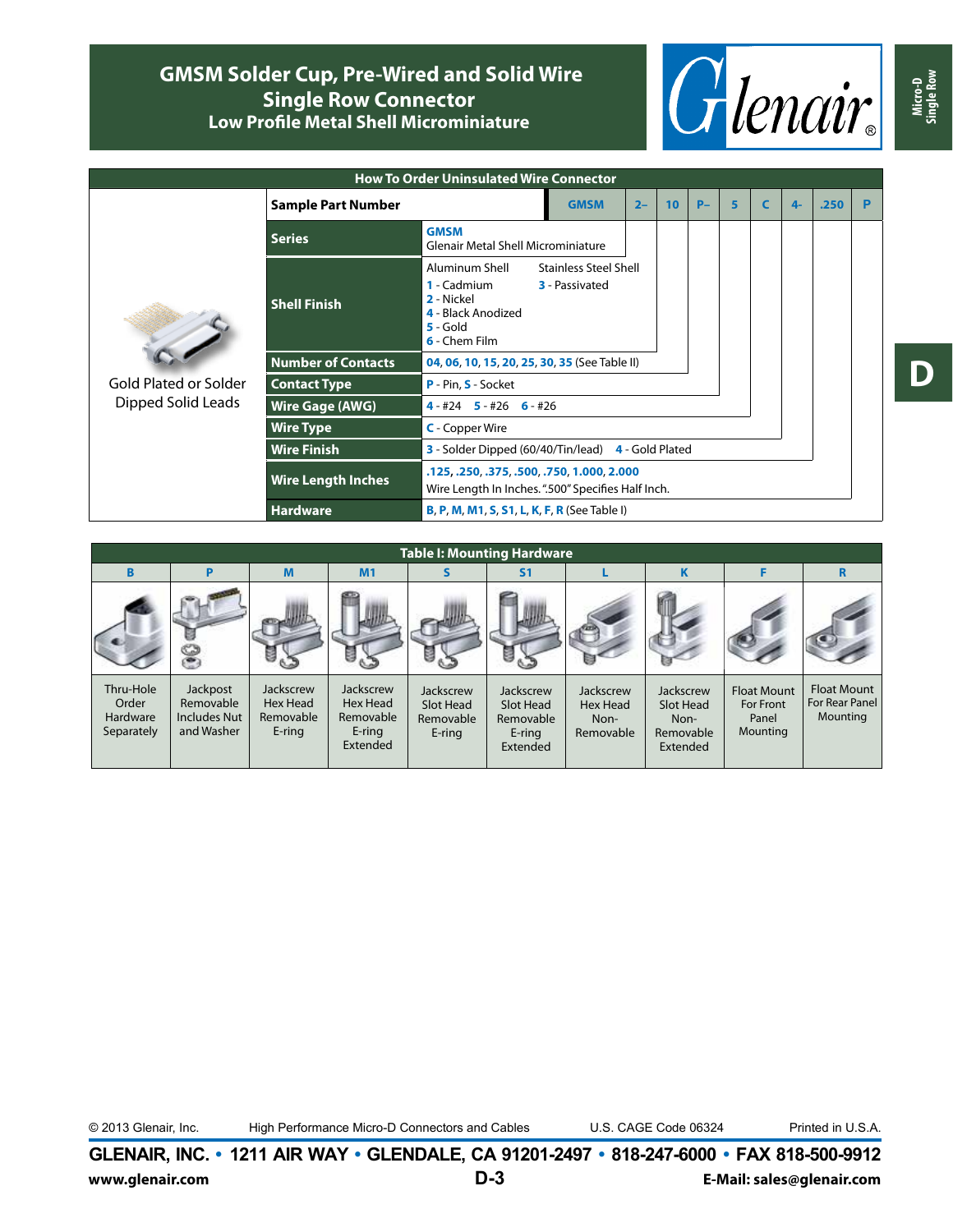# GMSM Solder Cup, Pre-Wired and Solid Wire Single Row Connector

## Low Profile Metal Shell Microminiature

D

### How To Order Uninsulated Wire Connector

Gold Plated or Solder Dipped Solid Leads

| Sample Part Number | GMSM | 2– | 10 | P– | 5 | C | 4- | .250 | P |
|---|---|---|---|---|---|---|---|---|---|
| **Series** | **GMSM** Glenair Metal Shell Microminiature | | | | | | | | |
| **Shell Finish** | Aluminum Shell: **1** - Cadmium, **2** - Nickel, **4** - Black Anodized, **5** - Gold, **6** - Chem Film; Stainless Steel Shell: **3** - Passivated | | | | | | | | |
| **Number of Contacts** | **04**, **06**, **10**, **15**, **20**, **25**, **30**, **35** (See Table II) | | | | | | | | |
| **Contact Type** | **P** - Pin, **S** - Socket | | | | | | | | |
| **Wire Gage (AWG)** | **4** - #24 **5** - #26 **6** - #26 | | | | | | | | |
| **Wire Type** | **C** - Copper Wire | | | | | | | | |
| **Wire Finish** | **3** - Solder Dipped (60/40/Tin/lead) **4** - Gold Plated | | | | | | | | |
| **Wire Length Inches** | **.125**, **.250**, **.375**, **.500**, **.750**, **1.000**, **2.000** Wire Length In Inches. ".500" Specifies Half Inch. | | | | | | | | |
| **Hardware** | **B**, **P**, **M**, **M1**, **S**, **S1**, **L**, **K**, **F**, **R** (See Table I) | | | | | | | | |

### Table I: Mounting Hardware

| B | P | M | M1 | S | S1 | L | K | F | R |
|---|---|---|---|---|---|---|---|---|---|
| Thru-Hole Order Hardware Separately | Jackpost Removable Includes Nut and Washer | Jackscrew Hex Head Removable E-ring | Jackscrew Hex Head Removable E-ring Extended | Jackscrew Slot Head Removable E-ring | Jackscrew Slot Head Removable E-ring Extended | Jackscrew Hex Head Non-Removable | Jackscrew Slot Head Non-Removable Extended | Float Mount For Front Panel Mounting | Float Mount For Rear Panel Mounting |

© 2013 Glenair, Inc. High Performance Micro-D Connectors and Cables U.S. CAGE Code 06324 Printed in U.S.A.

**GLENAIR, INC. • 1211 AIR WAY • GLENDALE, CA 91201-2497 • 818-247-6000 • FAX 818-500-9912**

**www.glenair.com** **E-Mail: sales@glenair.com**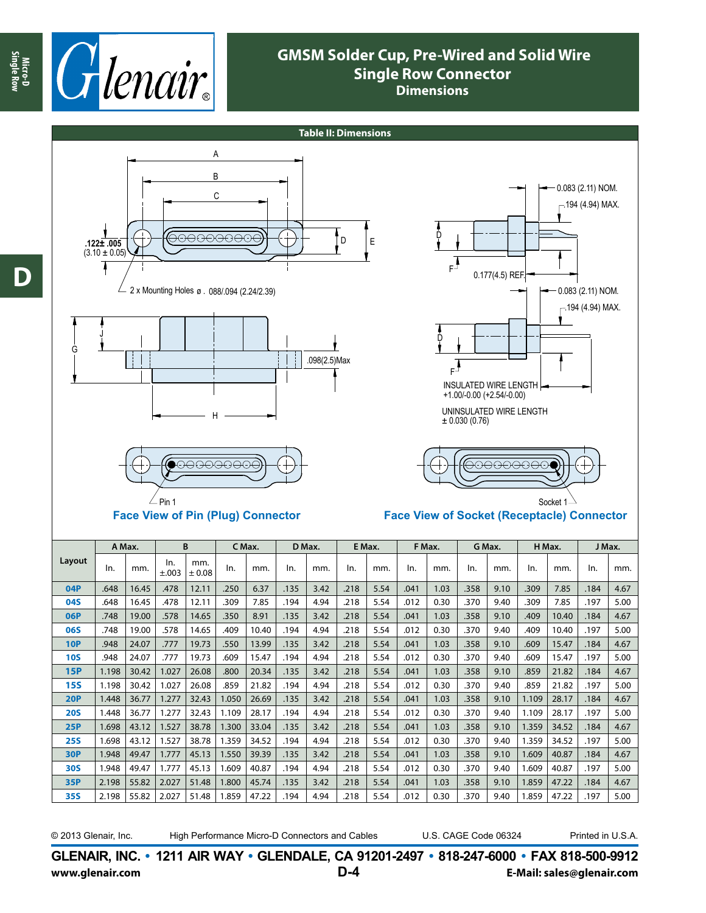# GMSM Solder Cup, Pre-Wired and Solid Wire Single Row Connector

## Dimensions

### Table II: Dimensions

A

B

C

D

E

.122± .005
(3.10 ± 0.05)

2 x Mounting Holes ø . 088/.094 (2.24/2.39)

J

G

.098(2.5)Max

H

0.083 (2.11) NOM.

.194 (4.94) MAX.

D

F

0.177(4.5) REF.

0.083 (2.11) NOM.

.194 (4.94) MAX.

D

F

INSULATED WIRE LENGTH
+1.00/-0.00 (+2.54/-0.00)

UNINSULATED WIRE LENGTH
± 0.030 (0.76)

Pin 1

**Face View of Pin (Plug) Connector**

Socket 1

**Face View of Socket (Receptacle) Connector**

| Layout | A Max. | | B | | C Max. | | D Max. | | E Max. | | F Max. | | G Max. | | H Max. | | J Max. | |
|---|---|---|---|---|---|---|---|---|---|---|---|---|---|---|---|---|---|---|
| | In. | mm. | In. ±.003 | mm. ± 0.08 | In. | mm. | In. | mm. | In. | mm. | In. | mm. | In. | mm. | In. | mm. | In. | mm. |
| 04P | .648 | 16.45 | .478 | 12.11 | .250 | 6.37 | .135 | 3.42 | .218 | 5.54 | .041 | 1.03 | .358 | 9.10 | .309 | 7.85 | .184 | 4.67 |
| 04S | .648 | 16.45 | .478 | 12.11 | .309 | 7.85 | .194 | 4.94 | .218 | 5.54 | .012 | 0.30 | .370 | 9.40 | .309 | 7.85 | .197 | 5.00 |
| 06P | .748 | 19.00 | .578 | 14.65 | .350 | 8.91 | .135 | 3.42 | .218 | 5.54 | .041 | 1.03 | .358 | 9.10 | .409 | 10.40 | .184 | 4.67 |
| 06S | .748 | 19.00 | .578 | 14.65 | .409 | 10.40 | .194 | 4.94 | .218 | 5.54 | .012 | 0.30 | .370 | 9.40 | .409 | 10.40 | .197 | 5.00 |
| 10P | .948 | 24.07 | .777 | 19.73 | .550 | 13.99 | .135 | 3.42 | .218 | 5.54 | .041 | 1.03 | .358 | 9.10 | .609 | 15.47 | .184 | 4.67 |
| 10S | .948 | 24.07 | .777 | 19.73 | .609 | 15.47 | .194 | 4.94 | .218 | 5.54 | .012 | 0.30 | .370 | 9.40 | .609 | 15.47 | .197 | 5.00 |
| 15P | 1.198 | 30.42 | 1.027 | 26.08 | .800 | 20.34 | .135 | 3.42 | .218 | 5.54 | .041 | 1.03 | .358 | 9.10 | .859 | 21.82 | .184 | 4.67 |
| 15S | 1.198 | 30.42 | 1.027 | 26.08 | .859 | 21.82 | .194 | 4.94 | .218 | 5.54 | .012 | 0.30 | .370 | 9.40 | .859 | 21.82 | .197 | 5.00 |
| 20P | 1.448 | 36.77 | 1.277 | 32.43 | 1.050 | 26.69 | .135 | 3.42 | .218 | 5.54 | .041 | 1.03 | .358 | 9.10 | 1.109 | 28.17 | .184 | 4.67 |
| 20S | 1.448 | 36.77 | 1.277 | 32.43 | 1.109 | 28.17 | .194 | 4.94 | .218 | 5.54 | .012 | 0.30 | .370 | 9.40 | 1.109 | 28.17 | .197 | 5.00 |
| 25P | 1.698 | 43.12 | 1.527 | 38.78 | 1.300 | 33.04 | .135 | 3.42 | .218 | 5.54 | .041 | 1.03 | .358 | 9.10 | 1.359 | 34.52 | .184 | 4.67 |
| 25S | 1.698 | 43.12 | 1.527 | 38.78 | 1.359 | 34.52 | .194 | 4.94 | .218 | 5.54 | .012 | 0.30 | .370 | 9.40 | 1.359 | 34.52 | .197 | 5.00 |
| 30P | 1.948 | 49.47 | 1.777 | 45.13 | 1.550 | 39.39 | .135 | 3.42 | .218 | 5.54 | .041 | 1.03 | .358 | 9.10 | 1.609 | 40.87 | .184 | 4.67 |
| 30S | 1.948 | 49.47 | 1.777 | 45.13 | 1.609 | 40.87 | .194 | 4.94 | .218 | 5.54 | .012 | 0.30 | .370 | 9.40 | 1.609 | 40.87 | .197 | 5.00 |
| 35P | 2.198 | 55.82 | 2.027 | 51.48 | 1.800 | 45.74 | .135 | 3.42 | .218 | 5.54 | .041 | 1.03 | .358 | 9.10 | 1.859 | 47.22 | .184 | 4.67 |
| 35S | 2.198 | 55.82 | 2.027 | 51.48 | 1.859 | 47.22 | .194 | 4.94 | .218 | 5.54 | .012 | 0.30 | .370 | 9.40 | 1.859 | 47.22 | .197 | 5.00 |

© 2013 Glenair, Inc. High Performance Micro-D Connectors and Cables U.S. CAGE Code 06324 Printed in U.S.A.

**GLENAIR, INC. • 1211 AIR WAY • GLENDALE, CA 91201-2497 • 818-247-6000 • FAX 818-500-9912**

www.glenair.com E-Mail: sales@glenair.com